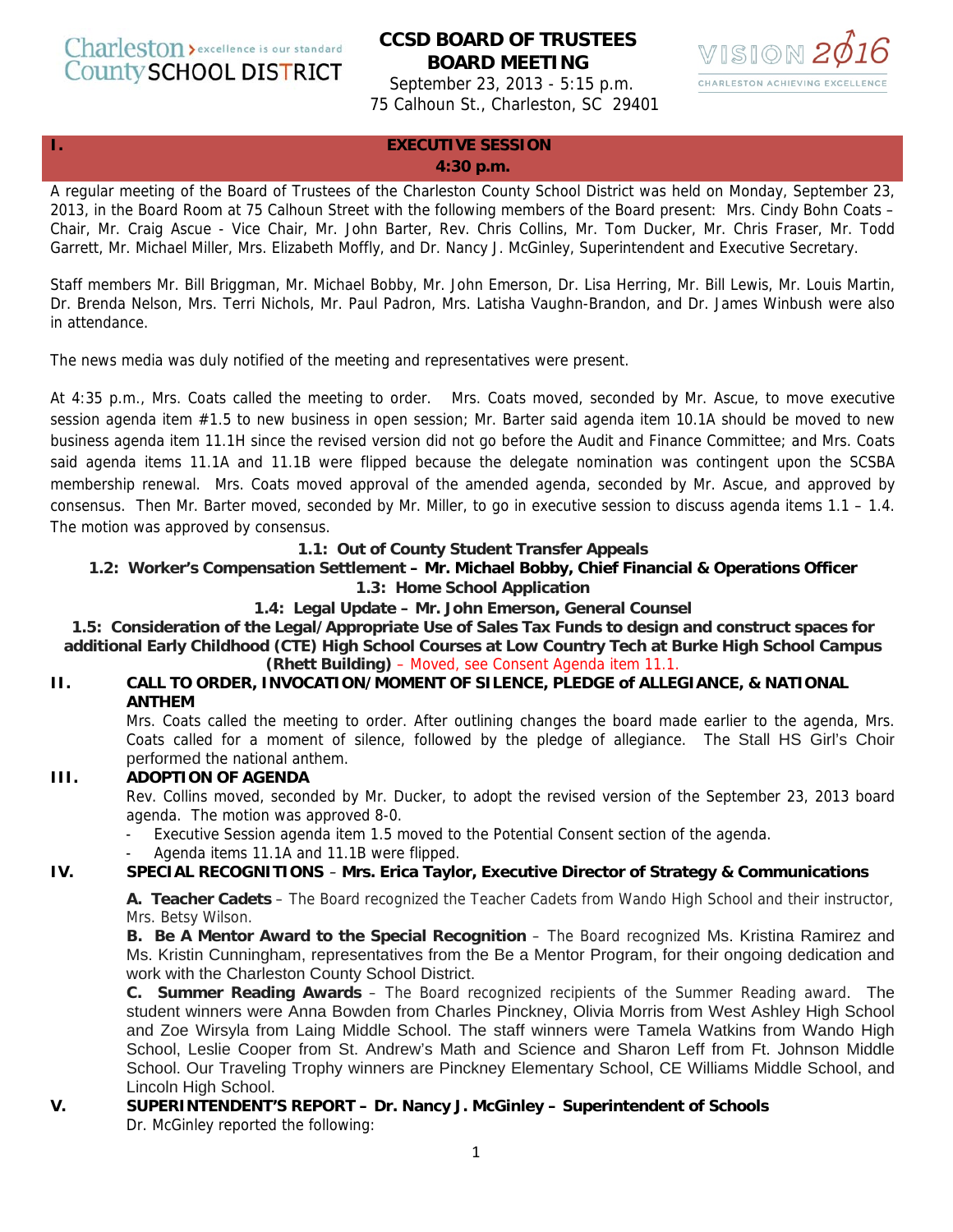Charleston County SCHOOL DISTRICT — excellence is our standard

# CCSD BOARD OF TRUSTEES BOARD MEETING

September 23, 2013 - 5:15 p.m.
75 Calhoun St., Charleston, SC 29401

VISION 2016 — CHARLESTON ACHIEVING EXCELLENCE

## I. EXECUTIVE SESSION
**4:30 p.m.**

A regular meeting of the Board of Trustees of the Charleston County School District was held on Monday, September 23, 2013, in the Board Room at 75 Calhoun Street with the following members of the Board present: Mrs. Cindy Bohn Coats – Chair, Mr. Craig Ascue - Vice Chair, Mr. John Barter, Rev. Chris Collins, Mr. Tom Ducker, Mr. Chris Fraser, Mr. Todd Garrett, Mr. Michael Miller, Mrs. Elizabeth Moffly, and Dr. Nancy J. McGinley, Superintendent and Executive Secretary.

Staff members Mr. Bill Briggman, Mr. Michael Bobby, Mr. John Emerson, Dr. Lisa Herring, Mr. Bill Lewis, Mr. Louis Martin, Dr. Brenda Nelson, Mrs. Terri Nichols, Mr. Paul Padron, Mrs. Latisha Vaughn-Brandon, and Dr. James Winbush were also in attendance.

The news media was duly notified of the meeting and representatives were present.

At 4:35 p.m., Mrs. Coats called the meeting to order. Mrs. Coats moved, seconded by Mr. Ascue, to move executive session agenda item #1.5 to new business in open session; Mr. Barter said agenda item 10.1A should be moved to new business agenda item 11.1H since the revised version did not go before the Audit and Finance Committee; and Mrs. Coats said agenda items 11.1A and 11.1B were flipped because the delegate nomination was contingent upon the SCSBA membership renewal. Mrs. Coats moved approval of the amended agenda, seconded by Mr. Ascue, and approved by consensus. Then Mr. Barter moved, seconded by Mr. Miller, to go in executive session to discuss agenda items 1.1 – 1.4. The motion was approved by consensus.

**1.1: Out of County Student Transfer Appeals**

**1.2: Worker's Compensation Settlement – Mr. Michael Bobby, Chief Financial & Operations Officer**

**1.3: Home School Application**

**1.4: Legal Update – Mr. John Emerson, General Counsel**

**1.5: Consideration of the Legal/Appropriate Use of Sales Tax Funds to design and construct spaces for additional Early Childhood (CTE) High School Courses at Low Country Tech at Burke High School Campus (Rhett Building)** – Moved, see Consent Agenda item 11.1.

## II. CALL TO ORDER, INVOCATION/MOMENT OF SILENCE, PLEDGE of ALLEGIANCE, & NATIONAL ANTHEM

Mrs. Coats called the meeting to order. After outlining changes the board made earlier to the agenda, Mrs. Coats called for a moment of silence, followed by the pledge of allegiance. The Stall HS Girl's Choir performed the national anthem.

## III. ADOPTION OF AGENDA

Rev. Collins moved, seconded by Mr. Ducker, to adopt the revised version of the September 23, 2013 board agenda. The motion was approved 8-0.

- Executive Session agenda item 1.5 moved to the Potential Consent section of the agenda.
- Agenda items 11.1A and 11.1B were flipped.

## IV. SPECIAL RECOGNITIONS – Mrs. Erica Taylor, Executive Director of Strategy & Communications

**A. Teacher Cadets** – The Board recognized the Teacher Cadets from Wando High School and their instructor, Mrs. Betsy Wilson.

**B. Be A Mentor Award to the Special Recognition** – The Board recognized Ms. Kristina Ramirez and Ms. Kristin Cunningham, representatives from the Be a Mentor Program, for their ongoing dedication and work with the Charleston County School District.

**C. Summer Reading Awards** – The Board recognized recipients of the Summer Reading award. The student winners were Anna Bowden from Charles Pinckney, Olivia Morris from West Ashley High School and Zoe Wirsyla from Laing Middle School. The staff winners were Tamela Watkins from Wando High School, Leslie Cooper from St. Andrew's Math and Science and Sharon Leff from Ft. Johnson Middle School. Our Traveling Trophy winners are Pinckney Elementary School, CE Williams Middle School, and Lincoln High School.

## V. SUPERINTENDENT'S REPORT – Dr. Nancy J. McGinley – Superintendent of Schools

Dr. McGinley reported the following: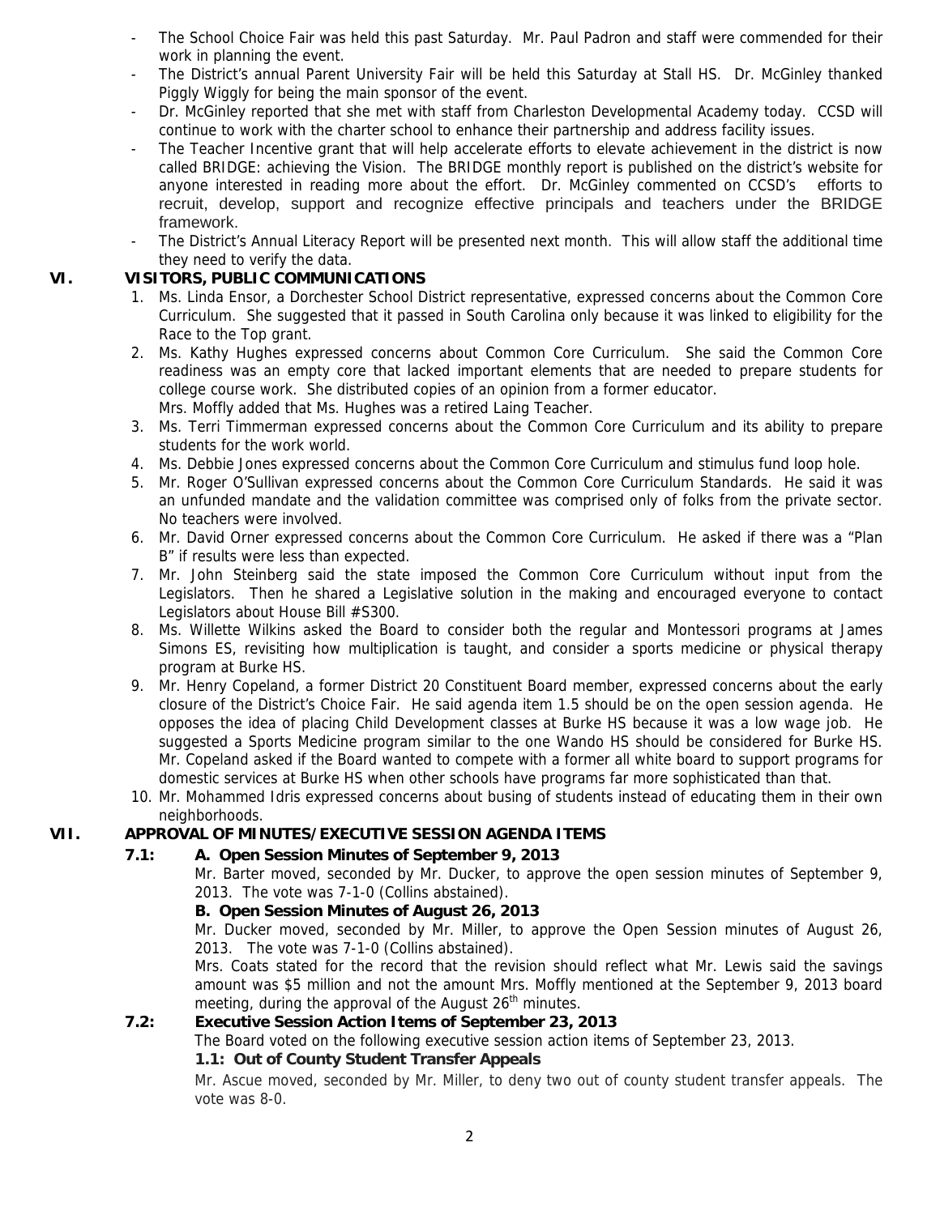- The School Choice Fair was held this past Saturday. Mr. Paul Padron and staff were commended for their work in planning the event.
- The District's annual Parent University Fair will be held this Saturday at Stall HS. Dr. McGinley thanked Piggly Wiggly for being the main sponsor of the event.
- Dr. McGinley reported that she met with staff from Charleston Developmental Academy today. CCSD will continue to work with the charter school to enhance their partnership and address facility issues.
- The Teacher Incentive grant that will help accelerate efforts to elevate achievement in the district is now called BRIDGE: achieving the Vision. The BRIDGE monthly report is published on the district's website for anyone interested in reading more about the effort. Dr. McGinley commented on CCSD's efforts to recruit, develop, support and recognize effective principals and teachers under the BRIDGE framework.
- The District's Annual Literacy Report will be presented next month. This will allow staff the additional time they need to verify the data.

## VI. VISITORS, PUBLIC COMMUNICATIONS

1. Ms. Linda Ensor, a Dorchester School District representative, expressed concerns about the Common Core Curriculum. She suggested that it passed in South Carolina only because it was linked to eligibility for the Race to the Top grant.
2. Ms. Kathy Hughes expressed concerns about Common Core Curriculum. She said the Common Core readiness was an empty core that lacked important elements that are needed to prepare students for college course work. She distributed copies of an opinion from a former educator.
   Mrs. Moffly added that Ms. Hughes was a retired Laing Teacher.
3. Ms. Terri Timmerman expressed concerns about the Common Core Curriculum and its ability to prepare students for the work world.
4. Ms. Debbie Jones expressed concerns about the Common Core Curriculum and stimulus fund loop hole.
5. Mr. Roger O'Sullivan expressed concerns about the Common Core Curriculum Standards. He said it was an unfunded mandate and the validation committee was comprised only of folks from the private sector. No teachers were involved.
6. Mr. David Orner expressed concerns about the Common Core Curriculum. He asked if there was a "Plan B" if results were less than expected.
7. Mr. John Steinberg said the state imposed the Common Core Curriculum without input from the Legislators. Then he shared a Legislative solution in the making and encouraged everyone to contact Legislators about House Bill #S300.
8. Ms. Willette Wilkins asked the Board to consider both the regular and Montessori programs at James Simons ES, revisiting how multiplication is taught, and consider a sports medicine or physical therapy program at Burke HS.
9. Mr. Henry Copeland, a former District 20 Constituent Board member, expressed concerns about the early closure of the District's Choice Fair. He said agenda item 1.5 should be on the open session agenda. He opposes the idea of placing Child Development classes at Burke HS because it was a low wage job. He suggested a Sports Medicine program similar to the one Wando HS should be considered for Burke HS. Mr. Copeland asked if the Board wanted to compete with a former all white board to support programs for domestic services at Burke HS when other schools have programs far more sophisticated than that.
10. Mr. Mohammed Idris expressed concerns about busing of students instead of educating them in their own neighborhoods.

## VII. APPROVAL OF MINUTES/EXECUTIVE SESSION AGENDA ITEMS

### 7.1: A. Open Session Minutes of September 9, 2013

Mr. Barter moved, seconded by Mr. Ducker, to approve the open session minutes of September 9, 2013. The vote was 7-1-0 (Collins abstained).

**B. Open Session Minutes of August 26, 2013**

Mr. Ducker moved, seconded by Mr. Miller, to approve the Open Session minutes of August 26, 2013. The vote was 7-1-0 (Collins abstained).

Mrs. Coats stated for the record that the revision should reflect what Mr. Lewis said the savings amount was $5 million and not the amount Mrs. Moffly mentioned at the September 9, 2013 board meeting, during the approval of the August 26th minutes.

### 7.2: Executive Session Action Items of September 23, 2013

The Board voted on the following executive session action items of September 23, 2013.

**1.1: Out of County Student Transfer Appeals**

Mr. Ascue moved, seconded by Mr. Miller, to deny two out of county student transfer appeals. The vote was 8-0.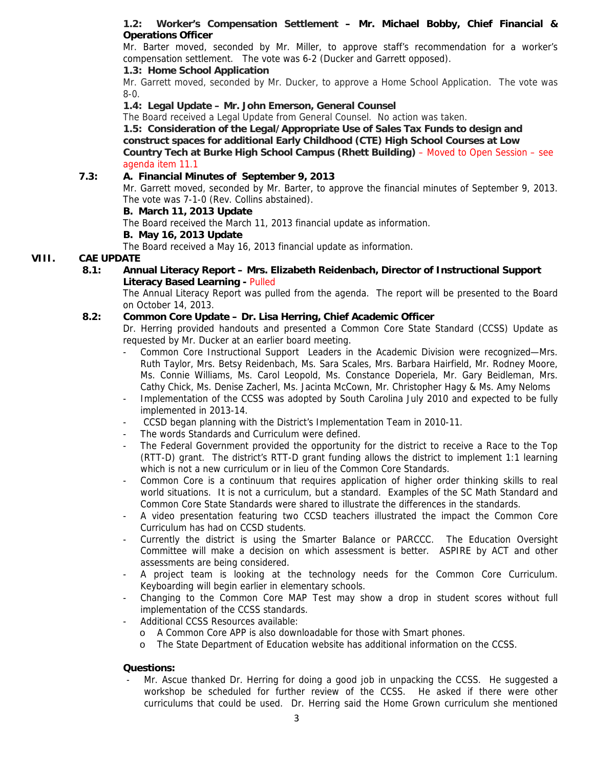**1.2: Worker's Compensation Settlement – Mr. Michael Bobby, Chief Financial & Operations Officer**

Mr. Barter moved, seconded by Mr. Miller, to approve staff's recommendation for a worker's compensation settlement. The vote was 6-2 (Ducker and Garrett opposed).

**1.3: Home School Application**

Mr. Garrett moved, seconded by Mr. Ducker, to approve a Home School Application. The vote was 8-0.

**1.4: Legal Update – Mr. John Emerson, General Counsel**

The Board received a Legal Update from General Counsel. No action was taken.

**1.5: Consideration of the Legal/Appropriate Use of Sales Tax Funds to design and construct spaces for additional Early Childhood (CTE) High School Courses at Low Country Tech at Burke High School Campus (Rhett Building)** – Moved to Open Session – see agenda item 11.1

**7.3: A. Financial Minutes of September 9, 2013**

Mr. Garrett moved, seconded by Mr. Barter, to approve the financial minutes of September 9, 2013. The vote was 7-1-0 (Rev. Collins abstained).

**B. March 11, 2013 Update**

The Board received the March 11, 2013 financial update as information.

**B. May 16, 2013 Update**

The Board received a May 16, 2013 financial update as information.

## VIII. CAE UPDATE

**8.1: Annual Literacy Report – Mrs. Elizabeth Reidenbach, Director of Instructional Support Literacy Based Learning -** Pulled

The Annual Literacy Report was pulled from the agenda. The report will be presented to the Board on October 14, 2013.

**8.2: Common Core Update – Dr. Lisa Herring, Chief Academic Officer**

Dr. Herring provided handouts and presented a Common Core State Standard (CCSS) Update as requested by Mr. Ducker at an earlier board meeting.

- Common Core Instructional Support Leaders in the Academic Division were recognized—Mrs. Ruth Taylor, Mrs. Betsy Reidenbach, Ms. Sara Scales, Mrs. Barbara Hairfield, Mr. Rodney Moore, Ms. Connie Williams, Ms. Carol Leopold, Ms. Constance Doperiela, Mr. Gary Beidleman, Mrs. Cathy Chick, Ms. Denise Zacherl, Ms. Jacinta McCown, Mr. Christopher Hagy & Ms. Amy Neloms
- Implementation of the CCSS was adopted by South Carolina July 2010 and expected to be fully implemented in 2013-14.
- CCSD began planning with the District's Implementation Team in 2010-11.
- The words Standards and Curriculum were defined.
- The Federal Government provided the opportunity for the district to receive a Race to the Top (RTT-D) grant. The district's RTT-D grant funding allows the district to implement 1:1 learning which is not a new curriculum or in lieu of the Common Core Standards.
- Common Core is a continuum that requires application of higher order thinking skills to real world situations. It is not a curriculum, but a standard. Examples of the SC Math Standard and Common Core State Standards were shared to illustrate the differences in the standards.
- A video presentation featuring two CCSD teachers illustrated the impact the Common Core Curriculum has had on CCSD students.
- Currently the district is using the Smarter Balance or PARCCC. The Education Oversight Committee will make a decision on which assessment is better. ASPIRE by ACT and other assessments are being considered.
- A project team is looking at the technology needs for the Common Core Curriculum. Keyboarding will begin earlier in elementary schools.
- Changing to the Common Core MAP Test may show a drop in student scores without full implementation of the CCSS standards.
- Additional CCSS Resources available:
  - A Common Core APP is also downloadable for those with Smart phones.
  - The State Department of Education website has additional information on the CCSS.

**Questions:**

- Mr. Ascue thanked Dr. Herring for doing a good job in unpacking the CCSS. He suggested a workshop be scheduled for further review of the CCSS. He asked if there were other curriculums that could be used. Dr. Herring said the Home Grown curriculum she mentioned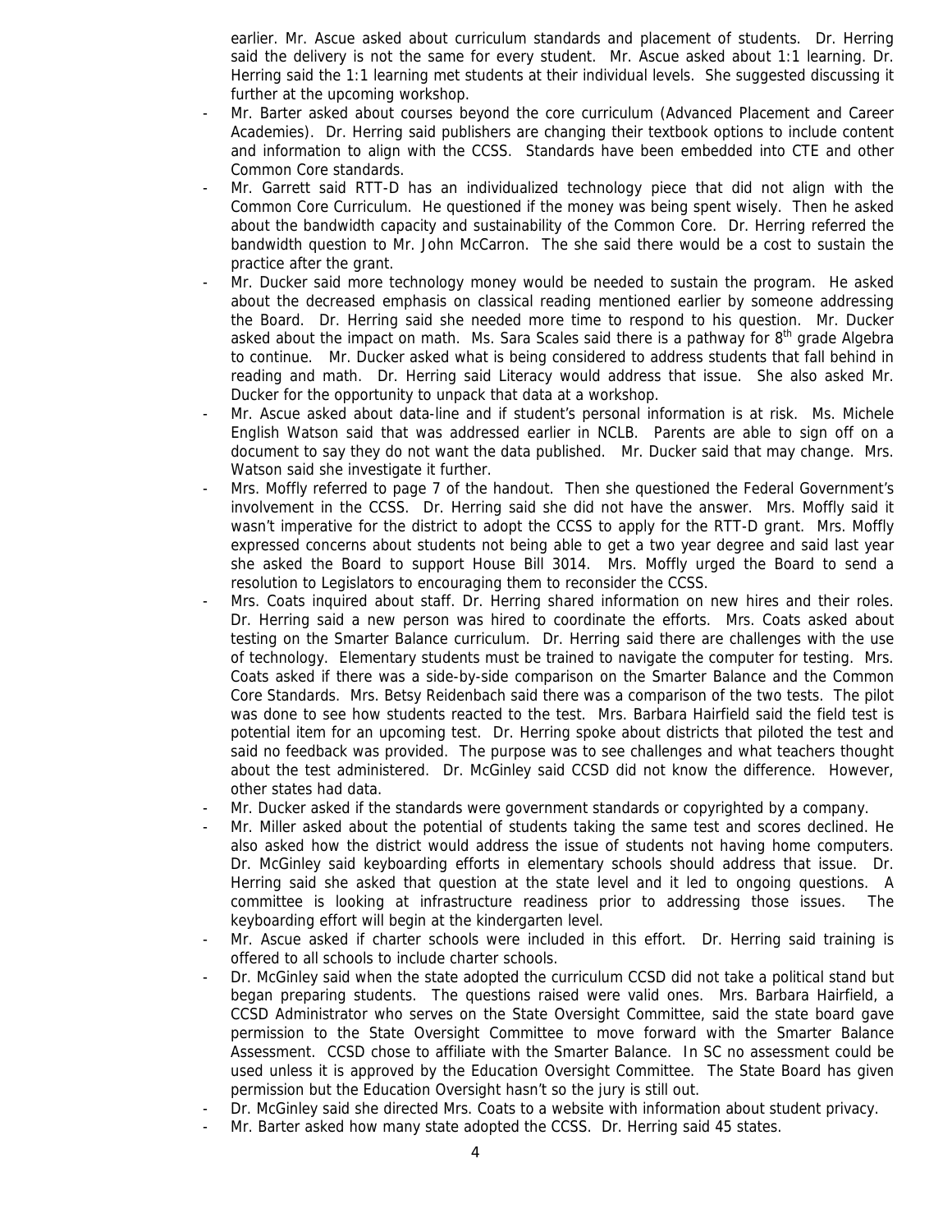earlier. Mr. Ascue asked about curriculum standards and placement of students. Dr. Herring said the delivery is not the same for every student. Mr. Ascue asked about 1:1 learning. Dr. Herring said the 1:1 learning met students at their individual levels. She suggested discussing it further at the upcoming workshop.

- Mr. Barter asked about courses beyond the core curriculum (Advanced Placement and Career Academies). Dr. Herring said publishers are changing their textbook options to include content and information to align with the CCSS. Standards have been embedded into CTE and other Common Core standards.
- Mr. Garrett said RTT-D has an individualized technology piece that did not align with the Common Core Curriculum. He questioned if the money was being spent wisely. Then he asked about the bandwidth capacity and sustainability of the Common Core. Dr. Herring referred the bandwidth question to Mr. John McCarron. The she said there would be a cost to sustain the practice after the grant.
- Mr. Ducker said more technology money would be needed to sustain the program. He asked about the decreased emphasis on classical reading mentioned earlier by someone addressing the Board. Dr. Herring said she needed more time to respond to his question. Mr. Ducker asked about the impact on math. Ms. Sara Scales said there is a pathway for 8th grade Algebra to continue. Mr. Ducker asked what is being considered to address students that fall behind in reading and math. Dr. Herring said Literacy would address that issue. She also asked Mr. Ducker for the opportunity to unpack that data at a workshop.
- Mr. Ascue asked about data-line and if student's personal information is at risk. Ms. Michele English Watson said that was addressed earlier in NCLB. Parents are able to sign off on a document to say they do not want the data published. Mr. Ducker said that may change. Mrs. Watson said she investigate it further.
- Mrs. Moffly referred to page 7 of the handout. Then she questioned the Federal Government's involvement in the CCSS. Dr. Herring said she did not have the answer. Mrs. Moffly said it wasn't imperative for the district to adopt the CCSS to apply for the RTT-D grant. Mrs. Moffly expressed concerns about students not being able to get a two year degree and said last year she asked the Board to support House Bill 3014. Mrs. Moffly urged the Board to send a resolution to Legislators to encouraging them to reconsider the CCSS.
- Mrs. Coats inquired about staff. Dr. Herring shared information on new hires and their roles. Dr. Herring said a new person was hired to coordinate the efforts. Mrs. Coats asked about testing on the Smarter Balance curriculum. Dr. Herring said there are challenges with the use of technology. Elementary students must be trained to navigate the computer for testing. Mrs. Coats asked if there was a side-by-side comparison on the Smarter Balance and the Common Core Standards. Mrs. Betsy Reidenbach said there was a comparison of the two tests. The pilot was done to see how students reacted to the test. Mrs. Barbara Hairfield said the field test is potential item for an upcoming test. Dr. Herring spoke about districts that piloted the test and said no feedback was provided. The purpose was to see challenges and what teachers thought about the test administered. Dr. McGinley said CCSD did not know the difference. However, other states had data.
- Mr. Ducker asked if the standards were government standards or copyrighted by a company.
- Mr. Miller asked about the potential of students taking the same test and scores declined. He also asked how the district would address the issue of students not having home computers. Dr. McGinley said keyboarding efforts in elementary schools should address that issue. Dr. Herring said she asked that question at the state level and it led to ongoing questions. A committee is looking at infrastructure readiness prior to addressing those issues. The keyboarding effort will begin at the kindergarten level.
- Mr. Ascue asked if charter schools were included in this effort. Dr. Herring said training is offered to all schools to include charter schools.
- Dr. McGinley said when the state adopted the curriculum CCSD did not take a political stand but began preparing students. The questions raised were valid ones. Mrs. Barbara Hairfield, a CCSD Administrator who serves on the State Oversight Committee, said the state board gave permission to the State Oversight Committee to move forward with the Smarter Balance Assessment. CCSD chose to affiliate with the Smarter Balance. In SC no assessment could be used unless it is approved by the Education Oversight Committee. The State Board has given permission but the Education Oversight hasn't so the jury is still out.
- Dr. McGinley said she directed Mrs. Coats to a website with information about student privacy.
- Mr. Barter asked how many state adopted the CCSS. Dr. Herring said 45 states.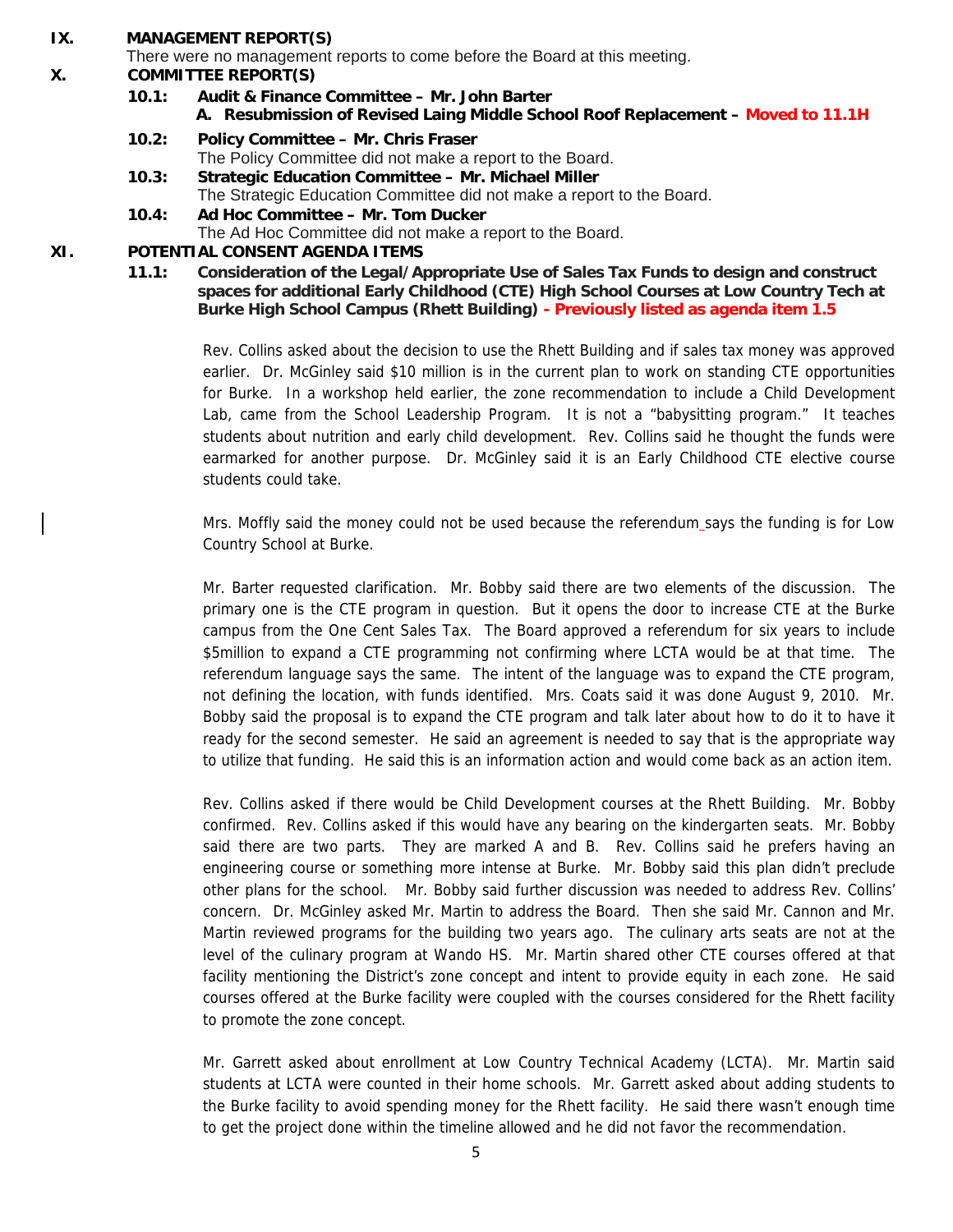**IX. MANAGEMENT REPORT(S)**

There were no management reports to come before the Board at this meeting.

**X. COMMITTEE REPORT(S)**

**10.1: Audit & Finance Committee – Mr. John Barter**

**A. Resubmission of Revised Laing Middle School Roof Replacement – Moved to 11.1H**

**10.2: Policy Committee – Mr. Chris Fraser**

The Policy Committee did not make a report to the Board.

**10.3: Strategic Education Committee – Mr. Michael Miller**

The Strategic Education Committee did not make a report to the Board.

**10.4: Ad Hoc Committee – Mr. Tom Ducker**

The Ad Hoc Committee did not make a report to the Board.

**XI. POTENTIAL CONSENT AGENDA ITEMS**

**11.1: Consideration of the Legal/Appropriate Use of Sales Tax Funds to design and construct spaces for additional Early Childhood (CTE) High School Courses at Low Country Tech at Burke High School Campus (Rhett Building) - Previously listed as agenda item 1.5**

Rev. Collins asked about the decision to use the Rhett Building and if sales tax money was approved earlier. Dr. McGinley said $10 million is in the current plan to work on standing CTE opportunities for Burke. In a workshop held earlier, the zone recommendation to include a Child Development Lab, came from the School Leadership Program. It is not a "babysitting program." It teaches students about nutrition and early child development. Rev. Collins said he thought the funds were earmarked for another purpose. Dr. McGinley said it is an Early Childhood CTE elective course students could take.

Mrs. Moffly said the money could not be used because the referendum says the funding is for Low Country School at Burke.

Mr. Barter requested clarification. Mr. Bobby said there are two elements of the discussion. The primary one is the CTE program in question. But it opens the door to increase CTE at the Burke campus from the One Cent Sales Tax. The Board approved a referendum for six years to include $5million to expand a CTE programming not confirming where LCTA would be at that time. The referendum language says the same. The intent of the language was to expand the CTE program, not defining the location, with funds identified. Mrs. Coats said it was done August 9, 2010. Mr. Bobby said the proposal is to expand the CTE program and talk later about how to do it to have it ready for the second semester. He said an agreement is needed to say that is the appropriate way to utilize that funding. He said this is an information action and would come back as an action item.

Rev. Collins asked if there would be Child Development courses at the Rhett Building. Mr. Bobby confirmed. Rev. Collins asked if this would have any bearing on the kindergarten seats. Mr. Bobby said there are two parts. They are marked A and B. Rev. Collins said he prefers having an engineering course or something more intense at Burke. Mr. Bobby said this plan didn't preclude other plans for the school. Mr. Bobby said further discussion was needed to address Rev. Collins' concern. Dr. McGinley asked Mr. Martin to address the Board. Then she said Mr. Cannon and Mr. Martin reviewed programs for the building two years ago. The culinary arts seats are not at the level of the culinary program at Wando HS. Mr. Martin shared other CTE courses offered at that facility mentioning the District's zone concept and intent to provide equity in each zone. He said courses offered at the Burke facility were coupled with the courses considered for the Rhett facility to promote the zone concept.

Mr. Garrett asked about enrollment at Low Country Technical Academy (LCTA). Mr. Martin said students at LCTA were counted in their home schools. Mr. Garrett asked about adding students to the Burke facility to avoid spending money for the Rhett facility. He said there wasn't enough time to get the project done within the timeline allowed and he did not favor the recommendation.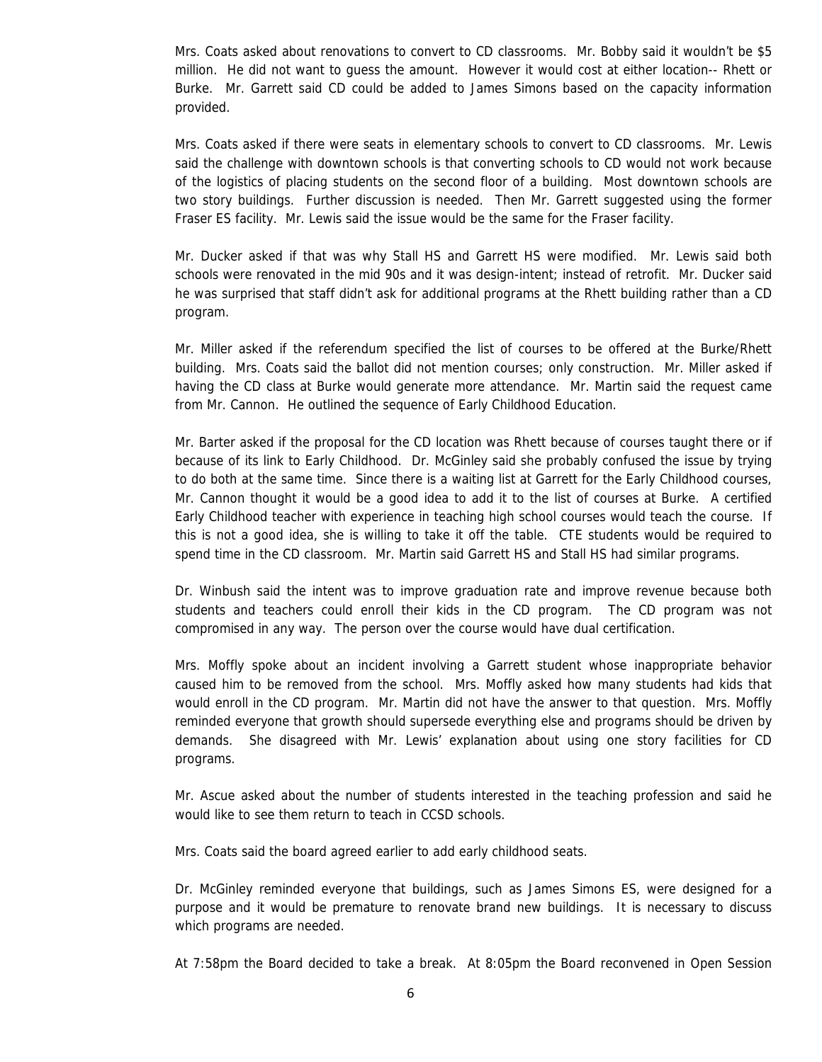Mrs. Coats asked about renovations to convert to CD classrooms. Mr. Bobby said it wouldn't be $5 million. He did not want to guess the amount. However it would cost at either location-- Rhett or Burke. Mr. Garrett said CD could be added to James Simons based on the capacity information provided.

Mrs. Coats asked if there were seats in elementary schools to convert to CD classrooms. Mr. Lewis said the challenge with downtown schools is that converting schools to CD would not work because of the logistics of placing students on the second floor of a building. Most downtown schools are two story buildings. Further discussion is needed. Then Mr. Garrett suggested using the former Fraser ES facility. Mr. Lewis said the issue would be the same for the Fraser facility.

Mr. Ducker asked if that was why Stall HS and Garrett HS were modified. Mr. Lewis said both schools were renovated in the mid 90s and it was design-intent; instead of retrofit. Mr. Ducker said he was surprised that staff didn't ask for additional programs at the Rhett building rather than a CD program.

Mr. Miller asked if the referendum specified the list of courses to be offered at the Burke/Rhett building. Mrs. Coats said the ballot did not mention courses; only construction. Mr. Miller asked if having the CD class at Burke would generate more attendance. Mr. Martin said the request came from Mr. Cannon. He outlined the sequence of Early Childhood Education.

Mr. Barter asked if the proposal for the CD location was Rhett because of courses taught there or if because of its link to Early Childhood. Dr. McGinley said she probably confused the issue by trying to do both at the same time. Since there is a waiting list at Garrett for the Early Childhood courses, Mr. Cannon thought it would be a good idea to add it to the list of courses at Burke. A certified Early Childhood teacher with experience in teaching high school courses would teach the course. If this is not a good idea, she is willing to take it off the table. CTE students would be required to spend time in the CD classroom. Mr. Martin said Garrett HS and Stall HS had similar programs.

Dr. Winbush said the intent was to improve graduation rate and improve revenue because both students and teachers could enroll their kids in the CD program. The CD program was not compromised in any way. The person over the course would have dual certification.

Mrs. Moffly spoke about an incident involving a Garrett student whose inappropriate behavior caused him to be removed from the school. Mrs. Moffly asked how many students had kids that would enroll in the CD program. Mr. Martin did not have the answer to that question. Mrs. Moffly reminded everyone that growth should supersede everything else and programs should be driven by demands. She disagreed with Mr. Lewis' explanation about using one story facilities for CD programs.

Mr. Ascue asked about the number of students interested in the teaching profession and said he would like to see them return to teach in CCSD schools.

Mrs. Coats said the board agreed earlier to add early childhood seats.

Dr. McGinley reminded everyone that buildings, such as James Simons ES, were designed for a purpose and it would be premature to renovate brand new buildings. It is necessary to discuss which programs are needed.

At 7:58pm the Board decided to take a break. At 8:05pm the Board reconvened in Open Session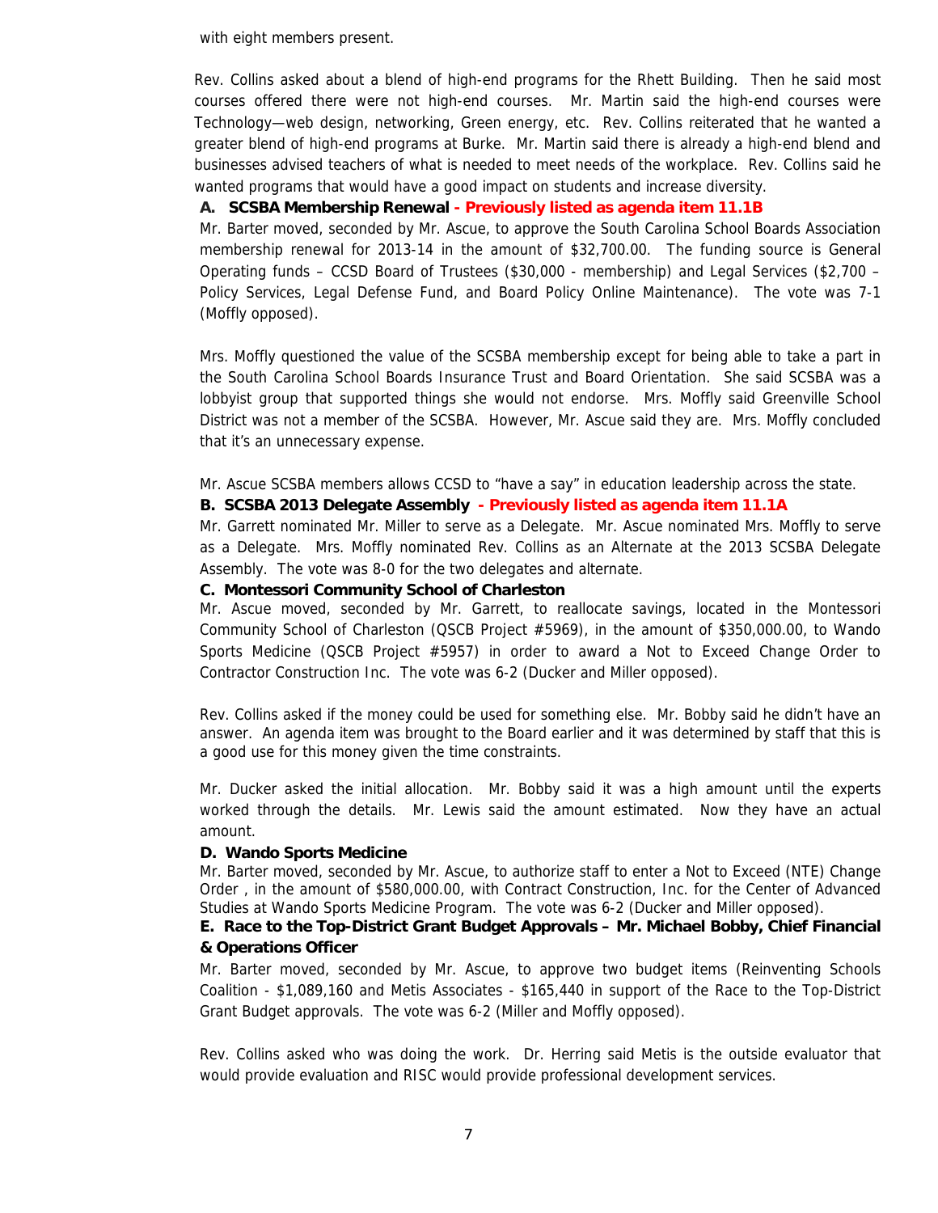with eight members present.

Rev. Collins asked about a blend of high-end programs for the Rhett Building. Then he said most courses offered there were not high-end courses. Mr. Martin said the high-end courses were Technology—web design, networking, Green energy, etc. Rev. Collins reiterated that he wanted a greater blend of high-end programs at Burke. Mr. Martin said there is already a high-end blend and businesses advised teachers of what is needed to meet needs of the workplace. Rev. Collins said he wanted programs that would have a good impact on students and increase diversity.

**A. SCSBA Membership Renewal - Previously listed as agenda item 11.1B**

Mr. Barter moved, seconded by Mr. Ascue, to approve the South Carolina School Boards Association membership renewal for 2013-14 in the amount of $32,700.00. The funding source is General Operating funds – CCSD Board of Trustees ($30,000 - membership) and Legal Services ($2,700 – Policy Services, Legal Defense Fund, and Board Policy Online Maintenance). The vote was 7-1 (Moffly opposed).

Mrs. Moffly questioned the value of the SCSBA membership except for being able to take a part in the South Carolina School Boards Insurance Trust and Board Orientation. She said SCSBA was a lobbyist group that supported things she would not endorse. Mrs. Moffly said Greenville School District was not a member of the SCSBA. However, Mr. Ascue said they are. Mrs. Moffly concluded that it's an unnecessary expense.

Mr. Ascue SCSBA members allows CCSD to "have a say" in education leadership across the state.

**B. SCSBA 2013 Delegate Assembly - Previously listed as agenda item 11.1A**

Mr. Garrett nominated Mr. Miller to serve as a Delegate. Mr. Ascue nominated Mrs. Moffly to serve as a Delegate. Mrs. Moffly nominated Rev. Collins as an Alternate at the 2013 SCSBA Delegate Assembly. The vote was 8-0 for the two delegates and alternate.

**C. Montessori Community School of Charleston**

Mr. Ascue moved, seconded by Mr. Garrett, to reallocate savings, located in the Montessori Community School of Charleston (QSCB Project #5969), in the amount of $350,000.00, to Wando Sports Medicine (QSCB Project #5957) in order to award a Not to Exceed Change Order to Contractor Construction Inc. The vote was 6-2 (Ducker and Miller opposed).

Rev. Collins asked if the money could be used for something else. Mr. Bobby said he didn't have an answer. An agenda item was brought to the Board earlier and it was determined by staff that this is a good use for this money given the time constraints.

Mr. Ducker asked the initial allocation. Mr. Bobby said it was a high amount until the experts worked through the details. Mr. Lewis said the amount estimated. Now they have an actual amount.

**D. Wando Sports Medicine**

Mr. Barter moved, seconded by Mr. Ascue, to authorize staff to enter a Not to Exceed (NTE) Change Order , in the amount of $580,000.00, with Contract Construction, Inc. for the Center of Advanced Studies at Wando Sports Medicine Program. The vote was 6-2 (Ducker and Miller opposed).

**E. Race to the Top-District Grant Budget Approvals – Mr. Michael Bobby, Chief Financial & Operations Officer**

Mr. Barter moved, seconded by Mr. Ascue, to approve two budget items (Reinventing Schools Coalition - $1,089,160 and Metis Associates - $165,440 in support of the Race to the Top-District Grant Budget approvals. The vote was 6-2 (Miller and Moffly opposed).

Rev. Collins asked who was doing the work. Dr. Herring said Metis is the outside evaluator that would provide evaluation and RISC would provide professional development services.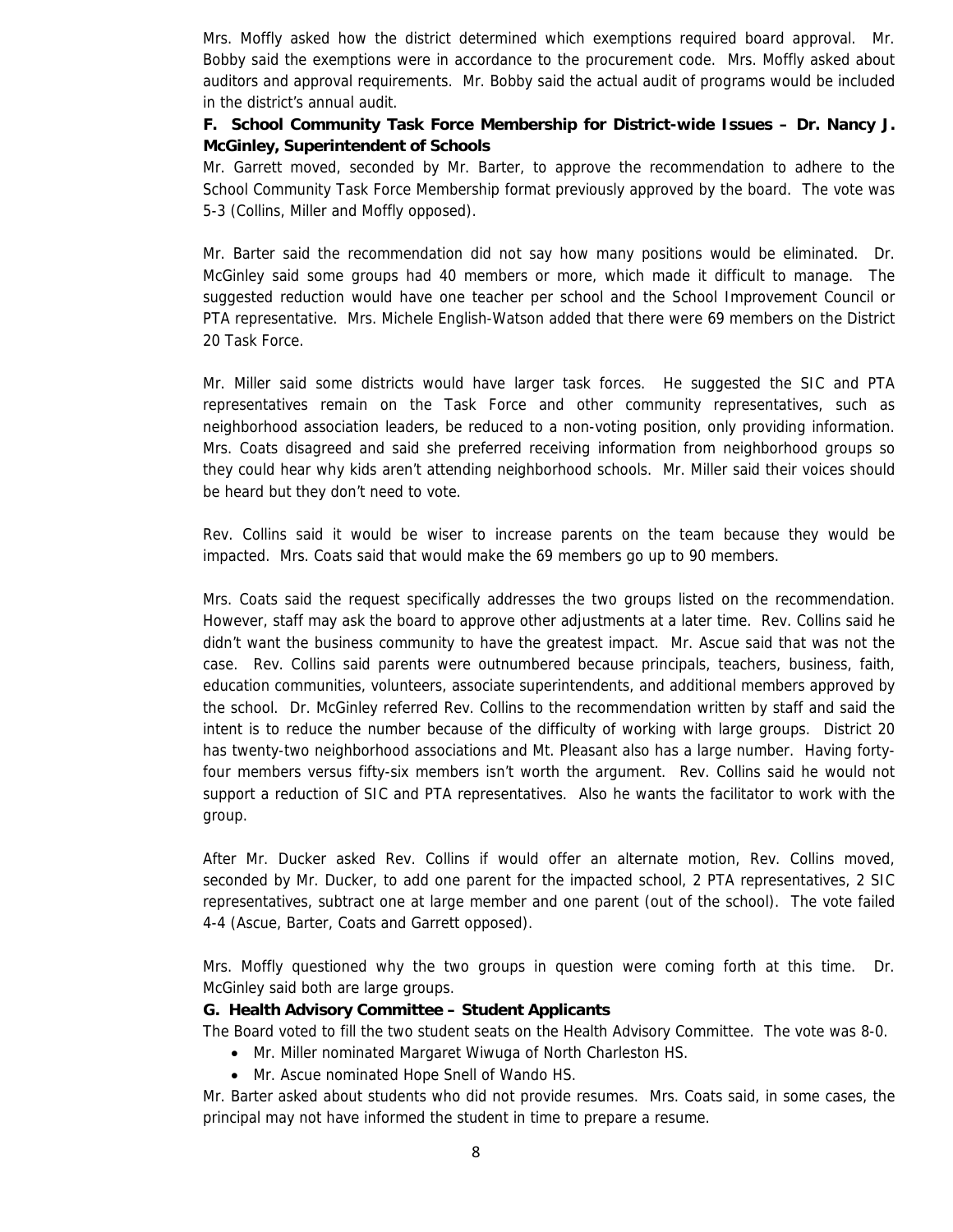Mrs. Moffly asked how the district determined which exemptions required board approval. Mr. Bobby said the exemptions were in accordance to the procurement code. Mrs. Moffly asked about auditors and approval requirements. Mr. Bobby said the actual audit of programs would be included in the district's annual audit.

**F. School Community Task Force Membership for District-wide Issues – Dr. Nancy J. McGinley, Superintendent of Schools**

Mr. Garrett moved, seconded by Mr. Barter, to approve the recommendation to adhere to the School Community Task Force Membership format previously approved by the board. The vote was 5-3 (Collins, Miller and Moffly opposed).

Mr. Barter said the recommendation did not say how many positions would be eliminated. Dr. McGinley said some groups had 40 members or more, which made it difficult to manage. The suggested reduction would have one teacher per school and the School Improvement Council or PTA representative. Mrs. Michele English-Watson added that there were 69 members on the District 20 Task Force.

Mr. Miller said some districts would have larger task forces. He suggested the SIC and PTA representatives remain on the Task Force and other community representatives, such as neighborhood association leaders, be reduced to a non-voting position, only providing information. Mrs. Coats disagreed and said she preferred receiving information from neighborhood groups so they could hear why kids aren't attending neighborhood schools. Mr. Miller said their voices should be heard but they don't need to vote.

Rev. Collins said it would be wiser to increase parents on the team because they would be impacted. Mrs. Coats said that would make the 69 members go up to 90 members.

Mrs. Coats said the request specifically addresses the two groups listed on the recommendation. However, staff may ask the board to approve other adjustments at a later time. Rev. Collins said he didn't want the business community to have the greatest impact. Mr. Ascue said that was not the case. Rev. Collins said parents were outnumbered because principals, teachers, business, faith, education communities, volunteers, associate superintendents, and additional members approved by the school. Dr. McGinley referred Rev. Collins to the recommendation written by staff and said the intent is to reduce the number because of the difficulty of working with large groups. District 20 has twenty-two neighborhood associations and Mt. Pleasant also has a large number. Having forty-four members versus fifty-six members isn't worth the argument. Rev. Collins said he would not support a reduction of SIC and PTA representatives. Also he wants the facilitator to work with the group.

After Mr. Ducker asked Rev. Collins if would offer an alternate motion, Rev. Collins moved, seconded by Mr. Ducker, to add one parent for the impacted school, 2 PTA representatives, 2 SIC representatives, subtract one at large member and one parent (out of the school). The vote failed 4-4 (Ascue, Barter, Coats and Garrett opposed).

Mrs. Moffly questioned why the two groups in question were coming forth at this time. Dr. McGinley said both are large groups.

**G. Health Advisory Committee – Student Applicants**

The Board voted to fill the two student seats on the Health Advisory Committee. The vote was 8-0.

- Mr. Miller nominated Margaret Wiwuga of North Charleston HS.
- Mr. Ascue nominated Hope Snell of Wando HS.

Mr. Barter asked about students who did not provide resumes. Mrs. Coats said, in some cases, the principal may not have informed the student in time to prepare a resume.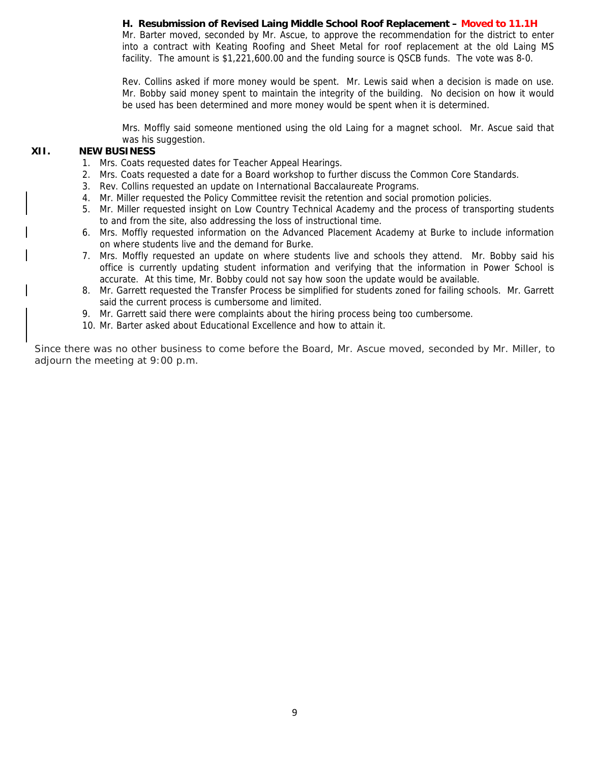**H. Resubmission of Revised Laing Middle School Roof Replacement – Moved to 11.1H**

Mr. Barter moved, seconded by Mr. Ascue, to approve the recommendation for the district to enter into a contract with Keating Roofing and Sheet Metal for roof replacement at the old Laing MS facility. The amount is $1,221,600.00 and the funding source is QSCB funds. The vote was 8-0.

Rev. Collins asked if more money would be spent. Mr. Lewis said when a decision is made on use. Mr. Bobby said money spent to maintain the integrity of the building. No decision on how it would be used has been determined and more money would be spent when it is determined.

Mrs. Moffly said someone mentioned using the old Laing for a magnet school. Mr. Ascue said that was his suggestion.

## XII. NEW BUSINESS

1. Mrs. Coats requested dates for Teacher Appeal Hearings.
2. Mrs. Coats requested a date for a Board workshop to further discuss the Common Core Standards.
3. Rev. Collins requested an update on International Baccalaureate Programs.
4. Mr. Miller requested the Policy Committee revisit the retention and social promotion policies.
5. Mr. Miller requested insight on Low Country Technical Academy and the process of transporting students to and from the site, also addressing the loss of instructional time.
6. Mrs. Moffly requested information on the Advanced Placement Academy at Burke to include information on where students live and the demand for Burke.
7. Mrs. Moffly requested an update on where students live and schools they attend. Mr. Bobby said his office is currently updating student information and verifying that the information in Power School is accurate. At this time, Mr. Bobby could not say how soon the update would be available.
8. Mr. Garrett requested the Transfer Process be simplified for students zoned for failing schools. Mr. Garrett said the current process is cumbersome and limited.
9. Mr. Garrett said there were complaints about the hiring process being too cumbersome.
10. Mr. Barter asked about Educational Excellence and how to attain it.

Since there was no other business to come before the Board, Mr. Ascue moved, seconded by Mr. Miller, to adjourn the meeting at 9:00 p.m.